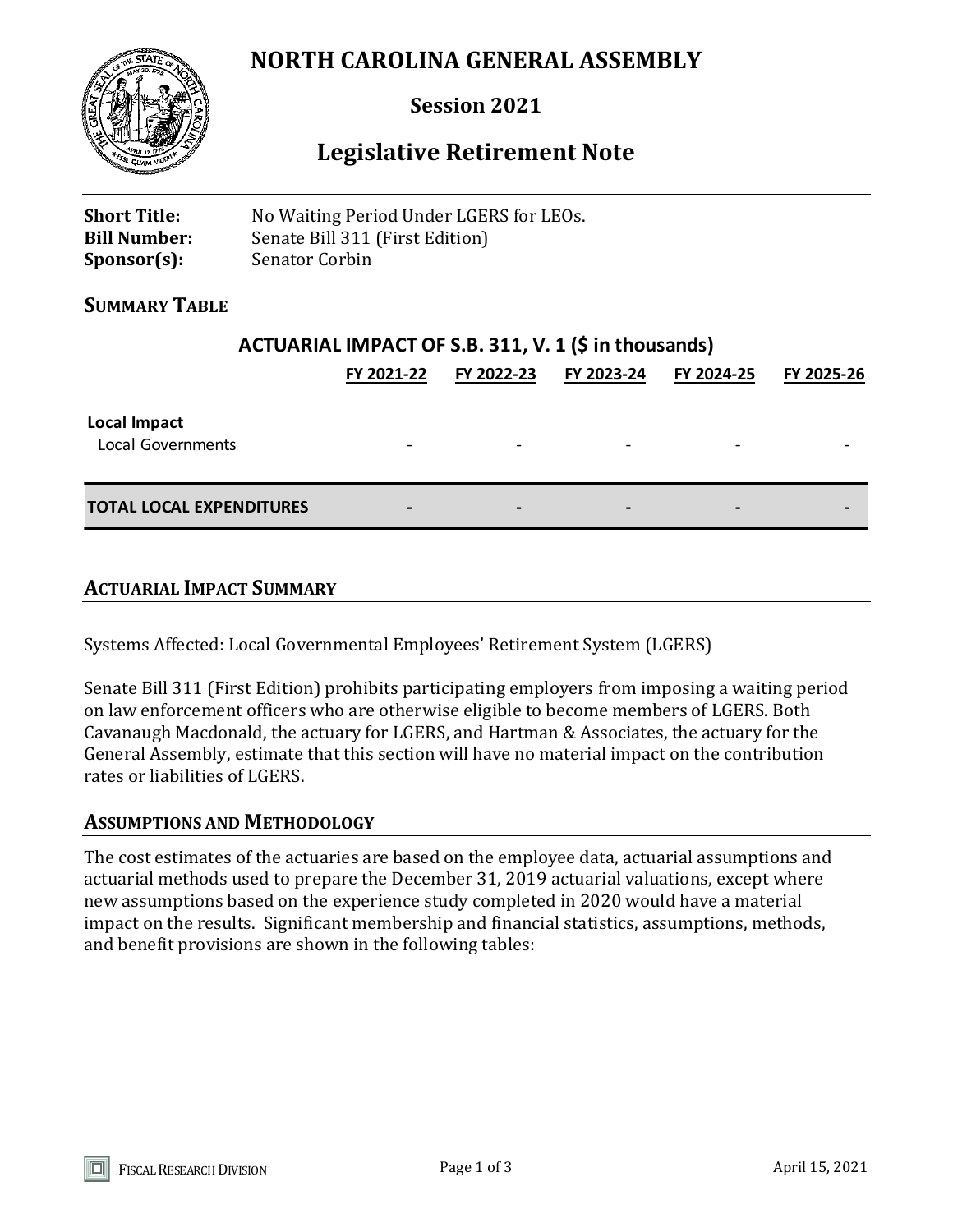# NORTH CAROLINA GENERAL ASSEMBLY

## Session 2021

## Legislative Retirement Note

**Short Title:** No Waiting Period Under LGERS for LEOs.
**Bill Number:** Senate Bill 311 (First Edition)
**Sponsor(s):** Senator Corbin

### SUMMARY TABLE

**ACTUARIAL IMPACT OF S.B. 311, V. 1 ($ in thousands)**

| | FY 2021-22 | FY 2022-23 | FY 2023-24 | FY 2024-25 | FY 2025-26 |
|---|---|---|---|---|---|
| **Local Impact** | | | | | |
| Local Governments | - | - | - | - | - |
| **TOTAL LOCAL EXPENDITURES** | **-** | **-** | **-** | **-** | **-** |

### ACTUARIAL IMPACT SUMMARY

Systems Affected: Local Governmental Employees' Retirement System (LGERS)

Senate Bill 311 (First Edition) prohibits participating employers from imposing a waiting period on law enforcement officers who are otherwise eligible to become members of LGERS. Both Cavanaugh Macdonald, the actuary for LGERS, and Hartman & Associates, the actuary for the General Assembly, estimate that this section will have no material impact on the contribution rates or liabilities of LGERS.

### ASSUMPTIONS AND METHODOLOGY

The cost estimates of the actuaries are based on the employee data, actuarial assumptions and actuarial methods used to prepare the December 31, 2019 actuarial valuations, except where new assumptions based on the experience study completed in 2020 would have a material impact on the results. Significant membership and financial statistics, assumptions, methods, and benefit provisions are shown in the following tables: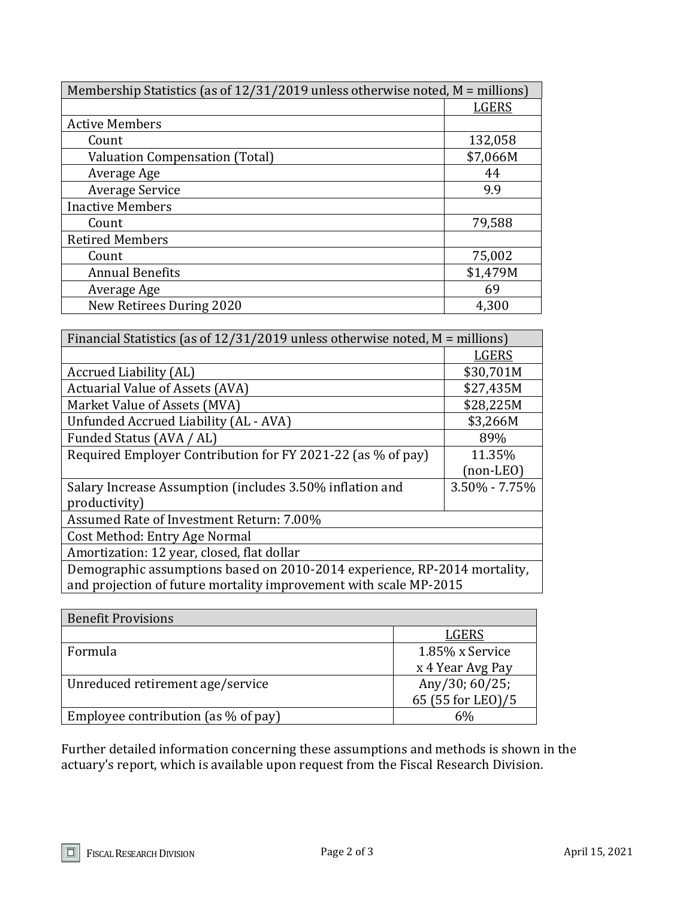| Membership Statistics (as of 12/31/2019 unless otherwise noted, M = millions) | |
|---|---|
| | LGERS |
| Active Members | |
| Count | 132,058 |
| Valuation Compensation (Total) | $7,066M |
| Average Age | 44 |
| Average Service | 9.9 |
| Inactive Members | |
| Count | 79,588 |
| Retired Members | |
| Count | 75,002 |
| Annual Benefits | $1,479M |
| Average Age | 69 |
| New Retirees During 2020 | 4,300 |

| Financial Statistics (as of 12/31/2019 unless otherwise noted, M = millions) | |
|---|---|
| | LGERS |
| Accrued Liability (AL) | $30,701M |
| Actuarial Value of Assets (AVA) | $27,435M |
| Market Value of Assets (MVA) | $28,225M |
| Unfunded Accrued Liability (AL - AVA) | $3,266M |
| Funded Status (AVA / AL) | 89% |
| Required Employer Contribution for FY 2021-22 (as % of pay) | 11.35% (non-LEO) |
| Salary Increase Assumption (includes 3.50% inflation and productivity) | 3.50% - 7.75% |
| Assumed Rate of Investment Return: 7.00% | |
| Cost Method: Entry Age Normal | |
| Amortization: 12 year, closed, flat dollar | |
| Demographic assumptions based on 2010-2014 experience, RP-2014 mortality, and projection of future mortality improvement with scale MP-2015 | |

| Benefit Provisions | |
|---|---|
| | LGERS |
| Formula | 1.85% x Service x 4 Year Avg Pay |
| Unreduced retirement age/service | Any/30; 60/25; 65 (55 for LEO)/5 |
| Employee contribution (as % of pay) | 6% |

Further detailed information concerning these assumptions and methods is shown in the actuary's report, which is available upon request from the Fiscal Research Division.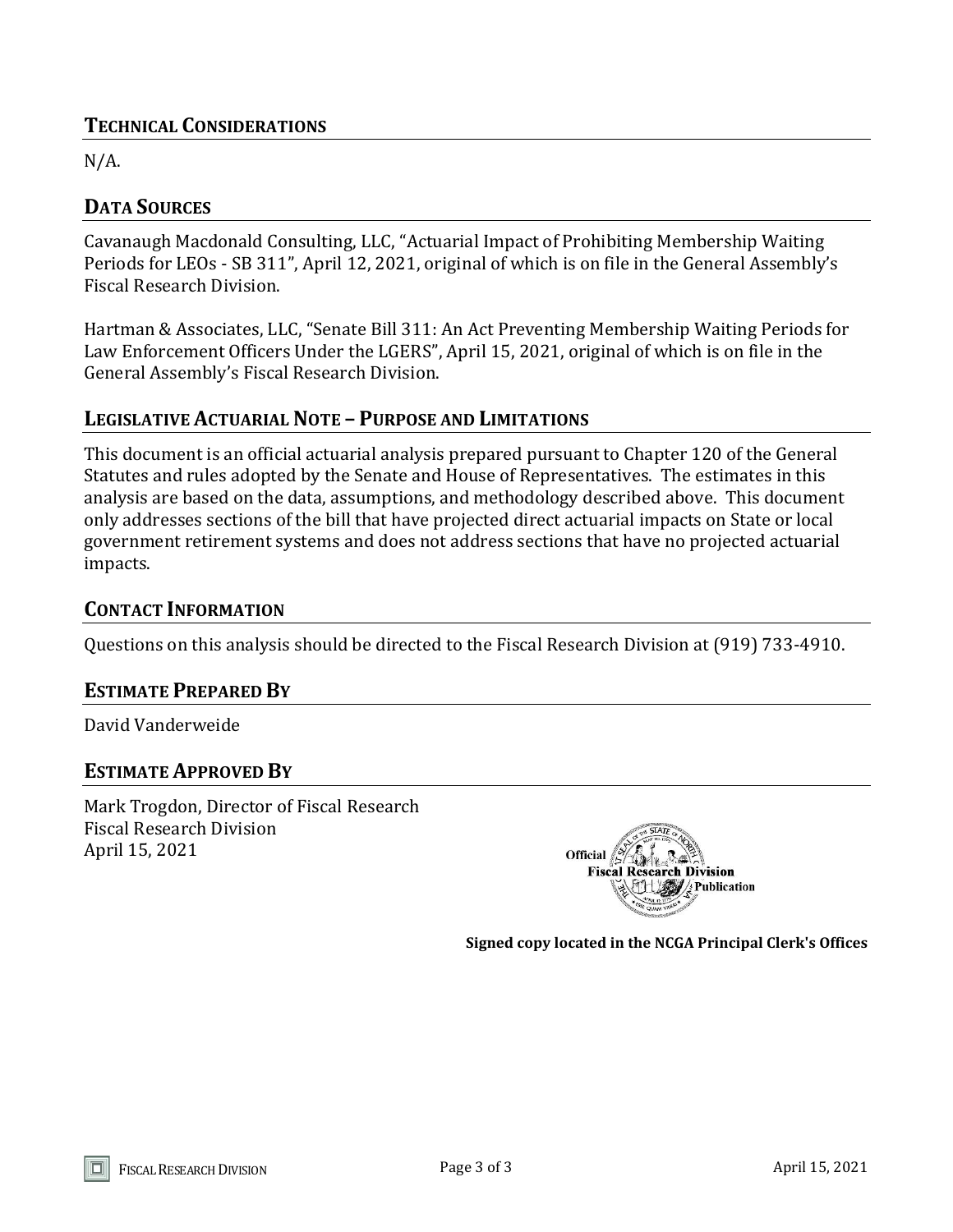## TECHNICAL CONSIDERATIONS

N/A.

## DATA SOURCES

Cavanaugh Macdonald Consulting, LLC, "Actuarial Impact of Prohibiting Membership Waiting Periods for LEOs - SB 311", April 12, 2021, original of which is on file in the General Assembly's Fiscal Research Division.

Hartman & Associates, LLC, "Senate Bill 311: An Act Preventing Membership Waiting Periods for Law Enforcement Officers Under the LGERS", April 15, 2021, original of which is on file in the General Assembly's Fiscal Research Division.

## LEGISLATIVE ACTUARIAL NOTE – PURPOSE AND LIMITATIONS

This document is an official actuarial analysis prepared pursuant to Chapter 120 of the General Statutes and rules adopted by the Senate and House of Representatives. The estimates in this analysis are based on the data, assumptions, and methodology described above. This document only addresses sections of the bill that have projected direct actuarial impacts on State or local government retirement systems and does not address sections that have no projected actuarial impacts.

## CONTACT INFORMATION

Questions on this analysis should be directed to the Fiscal Research Division at (919) 733-4910.

## ESTIMATE PREPARED BY

David Vanderweide

## ESTIMATE APPROVED BY

Mark Trogdon, Director of Fiscal Research
Fiscal Research Division
April 15, 2021

Official Fiscal Research Division Publication

**Signed copy located in the NCGA Principal Clerk's Offices**